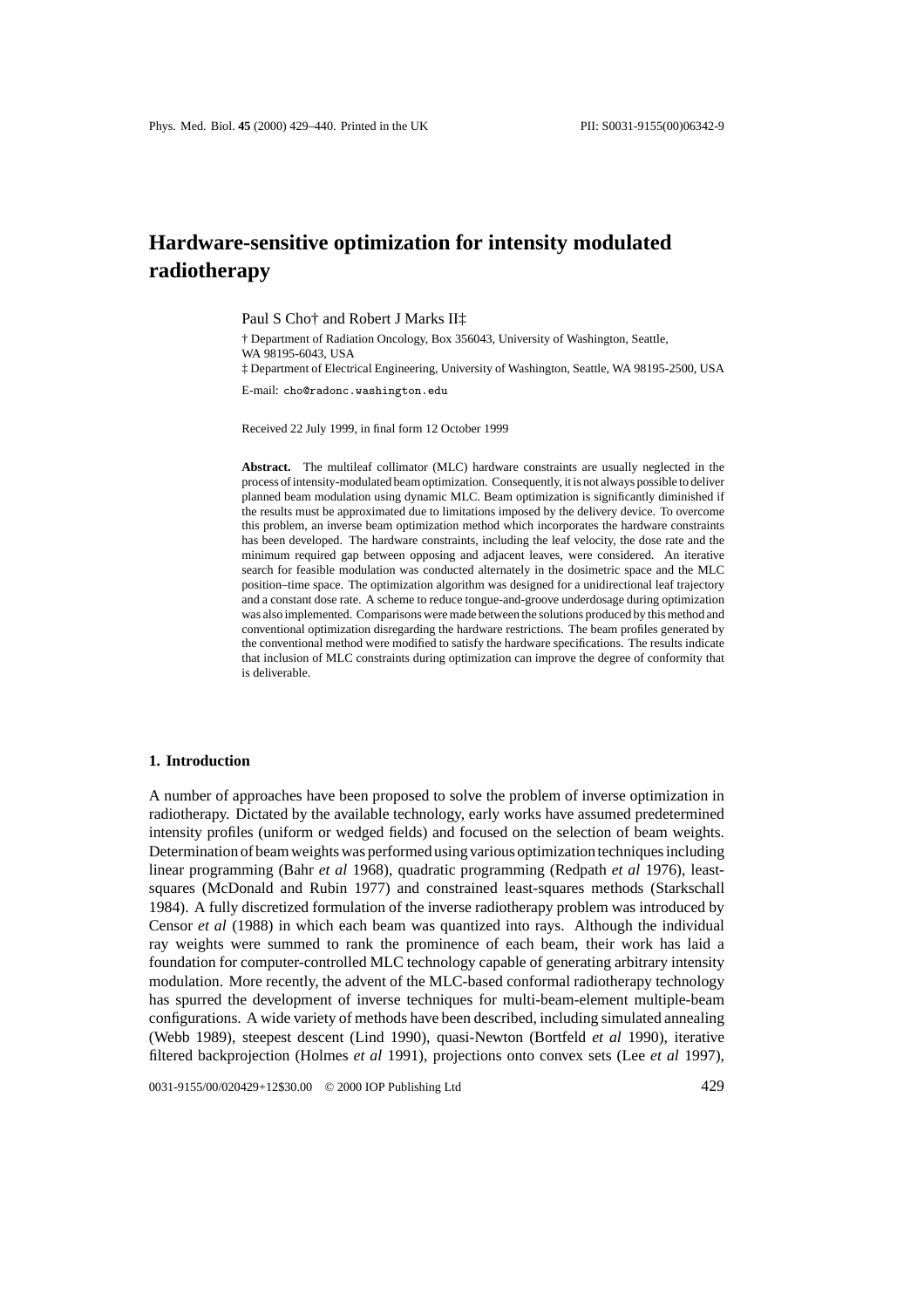# Hardware-sensitive optimization for intensity modulated radiotherapy

Paul S Cho† and Robert J Marks II‡

† Department of Radiation Oncology, Box 356043, University of Washington, Seattle, WA 98195-6043, USA

‡ Department of Electrical Engineering, University of Washington, Seattle, WA 98195-2500, USA

E-mail: cho@radonc.washington.edu

Received 22 July 1999, in final form 12 October 1999

**Abstract.** The multileaf collimator (MLC) hardware constraints are usually neglected in the process of intensity-modulated beam optimization. Consequently, it is not always possible to deliver planned beam modulation using dynamic MLC. Beam optimization is significantly diminished if the results must be approximated due to limitations imposed by the delivery device. To overcome this problem, an inverse beam optimization method which incorporates the hardware constraints has been developed. The hardware constraints, including the leaf velocity, the dose rate and the minimum required gap between opposing and adjacent leaves, were considered. An iterative search for feasible modulation was conducted alternately in the dosimetric space and the MLC position–time space. The optimization algorithm was designed for a unidirectional leaf trajectory and a constant dose rate. A scheme to reduce tongue-and-groove underdosage during optimization was also implemented. Comparisons were made between the solutions produced by this method and conventional optimization disregarding the hardware restrictions. The beam profiles generated by the conventional method were modified to satisfy the hardware specifications. The results indicate that inclusion of MLC constraints during optimization can improve the degree of conformity that is deliverable.

## 1. Introduction

A number of approaches have been proposed to solve the problem of inverse optimization in radiotherapy. Dictated by the available technology, early works have assumed predetermined intensity profiles (uniform or wedged fields) and focused on the selection of beam weights. Determination of beam weights was performed using various optimization techniques including linear programming (Bahr *et al* 1968), quadratic programming (Redpath *et al* 1976), least-squares (McDonald and Rubin 1977) and constrained least-squares methods (Starkschall 1984). A fully discretized formulation of the inverse radiotherapy problem was introduced by Censor *et al* (1988) in which each beam was quantized into rays. Although the individual ray weights were summed to rank the prominence of each beam, their work has laid a foundation for computer-controlled MLC technology capable of generating arbitrary intensity modulation. More recently, the advent of the MLC-based conformal radiotherapy technology has spurred the development of inverse techniques for multi-beam-element multiple-beam configurations. A wide variety of methods have been described, including simulated annealing (Webb 1989), steepest descent (Lind 1990), quasi-Newton (Bortfeld *et al* 1990), iterative filtered backprojection (Holmes *et al* 1991), projections onto convex sets (Lee *et al* 1997),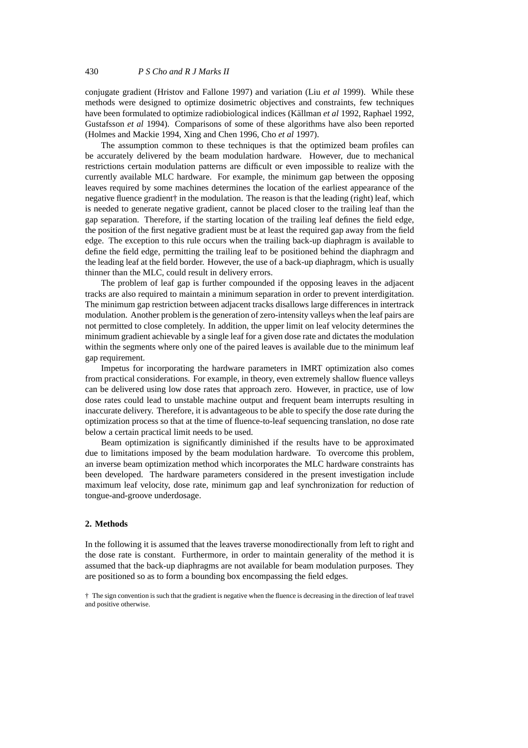conjugate gradient (Hristov and Fallone 1997) and variation (Liu *et al* 1999). While these methods were designed to optimize dosimetric objectives and constraints, few techniques have been formulated to optimize radiobiological indices (Källman *et al* 1992, Raphael 1992, Gustafsson *et al* 1994). Comparisons of some of these algorithms have also been reported (Holmes and Mackie 1994, Xing and Chen 1996, Cho *et al* 1997).

The assumption common to these techniques is that the optimized beam profiles can be accurately delivered by the beam modulation hardware. However, due to mechanical restrictions certain modulation patterns are difficult or even impossible to realize with the currently available MLC hardware. For example, the minimum gap between the opposing leaves required by some machines determines the location of the earliest appearance of the negative fluence gradient† in the modulation. The reason is that the leading (right) leaf, which is needed to generate negative gradient, cannot be placed closer to the trailing leaf than the gap separation. Therefore, if the starting location of the trailing leaf defines the field edge, the position of the first negative gradient must be at least the required gap away from the field edge. The exception to this rule occurs when the trailing back-up diaphragm is available to define the field edge, permitting the trailing leaf to be positioned behind the diaphragm and the leading leaf at the field border. However, the use of a back-up diaphragm, which is usually thinner than the MLC, could result in delivery errors.

The problem of leaf gap is further compounded if the opposing leaves in the adjacent tracks are also required to maintain a minimum separation in order to prevent interdigitation. The minimum gap restriction between adjacent tracks disallows large differences in intertrack modulation. Another problem is the generation of zero-intensity valleys when the leaf pairs are not permitted to close completely. In addition, the upper limit on leaf velocity determines the minimum gradient achievable by a single leaf for a given dose rate and dictates the modulation within the segments where only one of the paired leaves is available due to the minimum leaf gap requirement.

Impetus for incorporating the hardware parameters in IMRT optimization also comes from practical considerations. For example, in theory, even extremely shallow fluence valleys can be delivered using low dose rates that approach zero. However, in practice, use of low dose rates could lead to unstable machine output and frequent beam interrupts resulting in inaccurate delivery. Therefore, it is advantageous to be able to specify the dose rate during the optimization process so that at the time of fluence-to-leaf sequencing translation, no dose rate below a certain practical limit needs to be used.

Beam optimization is significantly diminished if the results have to be approximated due to limitations imposed by the beam modulation hardware. To overcome this problem, an inverse beam optimization method which incorporates the MLC hardware constraints has been developed. The hardware parameters considered in the present investigation include maximum leaf velocity, dose rate, minimum gap and leaf synchronization for reduction of tongue-and-groove underdosage.

## 2. Methods

In the following it is assumed that the leaves traverse monodirectionally from left to right and the dose rate is constant. Furthermore, in order to maintain generality of the method it is assumed that the back-up diaphragms are not available for beam modulation purposes. They are positioned so as to form a bounding box encompassing the field edges.

† The sign convention is such that the gradient is negative when the fluence is decreasing in the direction of leaf travel and positive otherwise.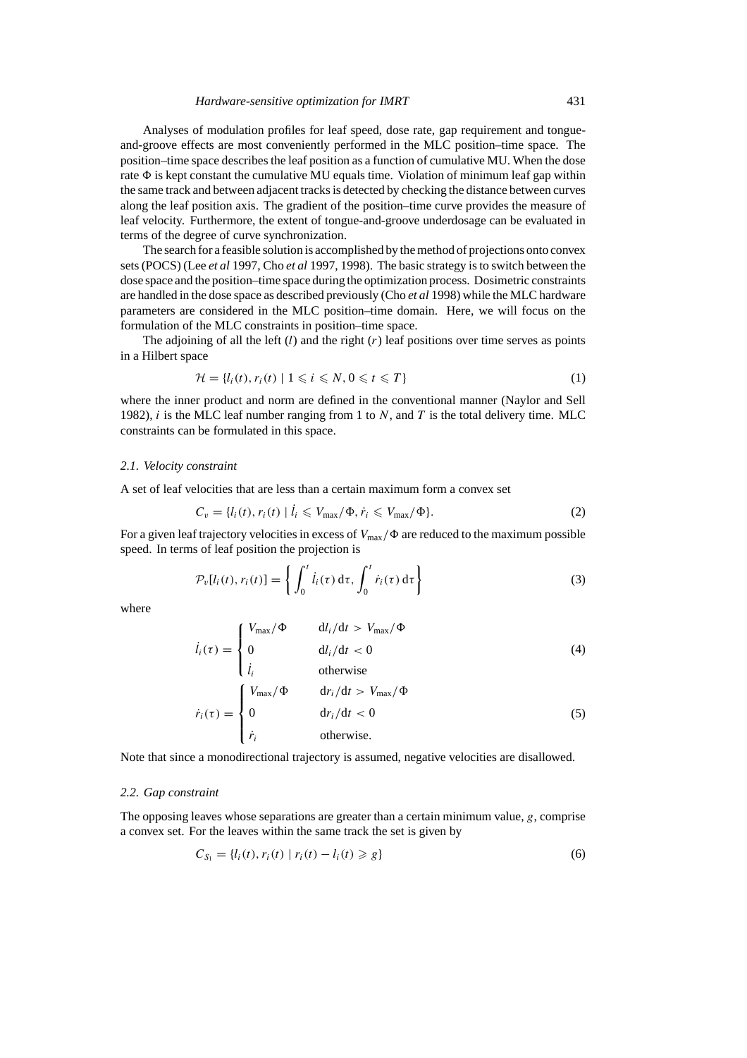Analyses of modulation profiles for leaf speed, dose rate, gap requirement and tongue-and-groove effects are most conveniently performed in the MLC position–time space. The position–time space describes the leaf position as a function of cumulative MU. When the dose rate $\Phi$ is kept constant the cumulative MU equals time. Violation of minimum leaf gap within the same track and between adjacent tracks is detected by checking the distance between curves along the leaf position axis. The gradient of the position–time curve provides the measure of leaf velocity. Furthermore, the extent of tongue-and-groove underdosage can be evaluated in terms of the degree of curve synchronization.

The search for a feasible solution is accomplished by the method of projections onto convex sets (POCS) (Lee *et al* 1997, Cho *et al* 1997, 1998). The basic strategy is to switch between the dose space and the position–time space during the optimization process. Dosimetric constraints are handled in the dose space as described previously (Cho *et al* 1998) while the MLC hardware parameters are considered in the MLC position–time domain. Here, we will focus on the formulation of the MLC constraints in position–time space.

The adjoining of all the left ($l$) and the right ($r$) leaf positions over time serves as points in a Hilbert space

$$\mathcal{H} = \{l_i(t), r_i(t) \mid 1 \leqslant i \leqslant N, 0 \leqslant t \leqslant T\} \tag{1}$$

where the inner product and norm are defined in the conventional manner (Naylor and Sell 1982), $i$ is the MLC leaf number ranging from 1 to $N$, and $T$ is the total delivery time. MLC constraints can be formulated in this space.

### 2.1. Velocity constraint

A set of leaf velocities that are less than a certain maximum form a convex set

$$C_v = \{l_i(t), r_i(t) \mid \dot{l}_i \leqslant V_{\max}/\Phi, \dot{r}_i \leqslant V_{\max}/\Phi\}. \tag{2}$$

For a given leaf trajectory velocities in excess of $V_{\max}/\Phi$ are reduced to the maximum possible speed. In terms of leaf position the projection is

$$\mathcal{P}_v[l_i(t), r_i(t)] = \left\{ \int_0^t \dot{l}_i(\tau)\,\mathrm{d}\tau, \int_0^t \dot{r}_i(\tau)\,\mathrm{d}\tau \right\} \tag{3}$$

where

$$\dot{l}_i(\tau) = \begin{cases} V_{\max}/\Phi & \mathrm{d}l_i/\mathrm{d}t > V_{\max}/\Phi \\ 0 & \mathrm{d}l_i/\mathrm{d}t < 0 \\ \dot{l}_i & \text{otherwise} \end{cases} \tag{4}$$

$$\dot{r}_i(\tau) = \begin{cases} V_{\max}/\Phi & \mathrm{d}r_i/\mathrm{d}t > V_{\max}/\Phi \\ 0 & \mathrm{d}r_i/\mathrm{d}t < 0 \\ \dot{r}_i & \text{otherwise.} \end{cases} \tag{5}$$

Note that since a monodirectional trajectory is assumed, negative velocities are disallowed.

### 2.2. Gap constraint

The opposing leaves whose separations are greater than a certain minimum value, $g$, comprise a convex set. For the leaves within the same track the set is given by

$$C_{S_1} = \{l_i(t), r_i(t) \mid r_i(t) - l_i(t) \geqslant g\} \tag{6}$$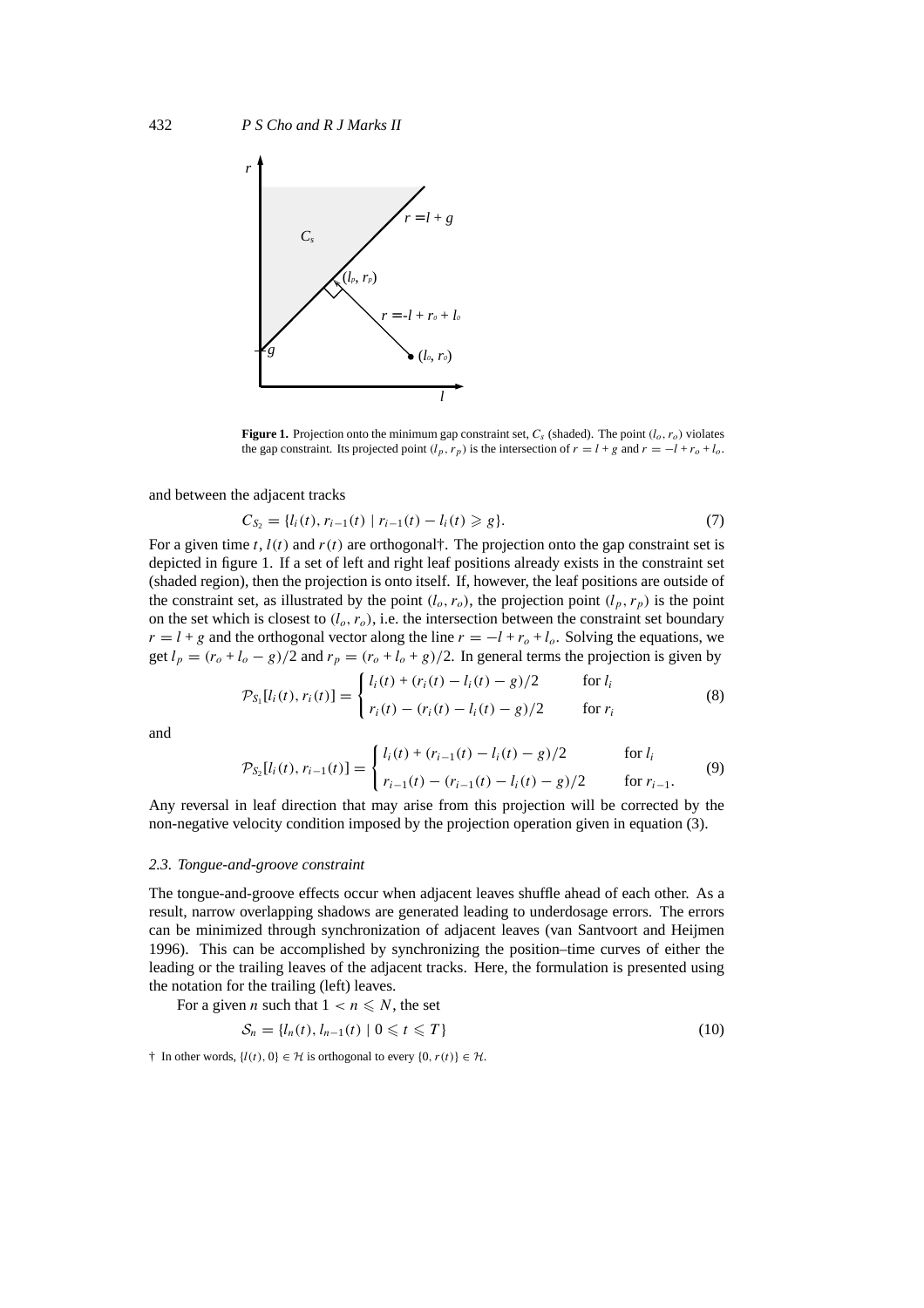**Figure 1.** Projection onto the minimum gap constraint set, $C_s$ (shaded). The point $(l_o, r_o)$ violates the gap constraint. Its projected point $(l_p, r_p)$ is the intersection of $r = l + g$ and $r = -l + r_o + l_o$.

and between the adjacent tracks

$$C_{S_2} = \{l_i(t), r_{i-1}(t) \mid r_{i-1}(t) - l_i(t) \geqslant g\}. \tag{7}$$

For a given time $t$, $l(t)$ and $r(t)$ are orthogonal†. The projection onto the gap constraint set is depicted in figure 1. If a set of left and right leaf positions already exists in the constraint set (shaded region), then the projection is onto itself. If, however, the leaf positions are outside of the constraint set, as illustrated by the point $(l_o, r_o)$, the projection point $(l_p, r_p)$ is the point on the set which is closest to $(l_o, r_o)$, i.e. the intersection between the constraint set boundary $r = l + g$ and the orthogonal vector along the line $r = -l + r_o + l_o$. Solving the equations, we get $l_p = (r_o + l_o - g)/2$ and $r_p = (r_o + l_o + g)/2$. In general terms the projection is given by

$$\mathcal{P}_{S_1}[l_i(t), r_i(t)] = \begin{cases} l_i(t) + (r_i(t) - l_i(t) - g)/2 & \text{for } l_i \\ r_i(t) - (r_i(t) - l_i(t) - g)/2 & \text{for } r_i \end{cases} \tag{8}$$

and

$$\mathcal{P}_{S_2}[l_i(t), r_{i-1}(t)] = \begin{cases} l_i(t) + (r_{i-1}(t) - l_i(t) - g)/2 & \text{for } l_i \\ r_{i-1}(t) - (r_{i-1}(t) - l_i(t) - g)/2 & \text{for } r_{i-1}. \end{cases} \tag{9}$$

Any reversal in leaf direction that may arise from this projection will be corrected by the non-negative velocity condition imposed by the projection operation given in equation (3).

### 2.3. *Tongue-and-groove constraint*

The tongue-and-groove effects occur when adjacent leaves shuffle ahead of each other. As a result, narrow overlapping shadows are generated leading to underdosage errors. The errors can be minimized through synchronization of adjacent leaves (van Santvoort and Heijmen 1996). This can be accomplished by synchronizing the position–time curves of either the leading or the trailing leaves of the adjacent tracks. Here, the formulation is presented using the notation for the trailing (left) leaves.

For a given $n$ such that $1 < n \leqslant N$, the set

$$\mathcal{S}_n = \{l_n(t), l_{n-1}(t) \mid 0 \leqslant t \leqslant T\} \tag{10}$$

† In other words, $\{l(t), 0\} \in \mathcal{H}$ is orthogonal to every $\{0, r(t)\} \in \mathcal{H}$.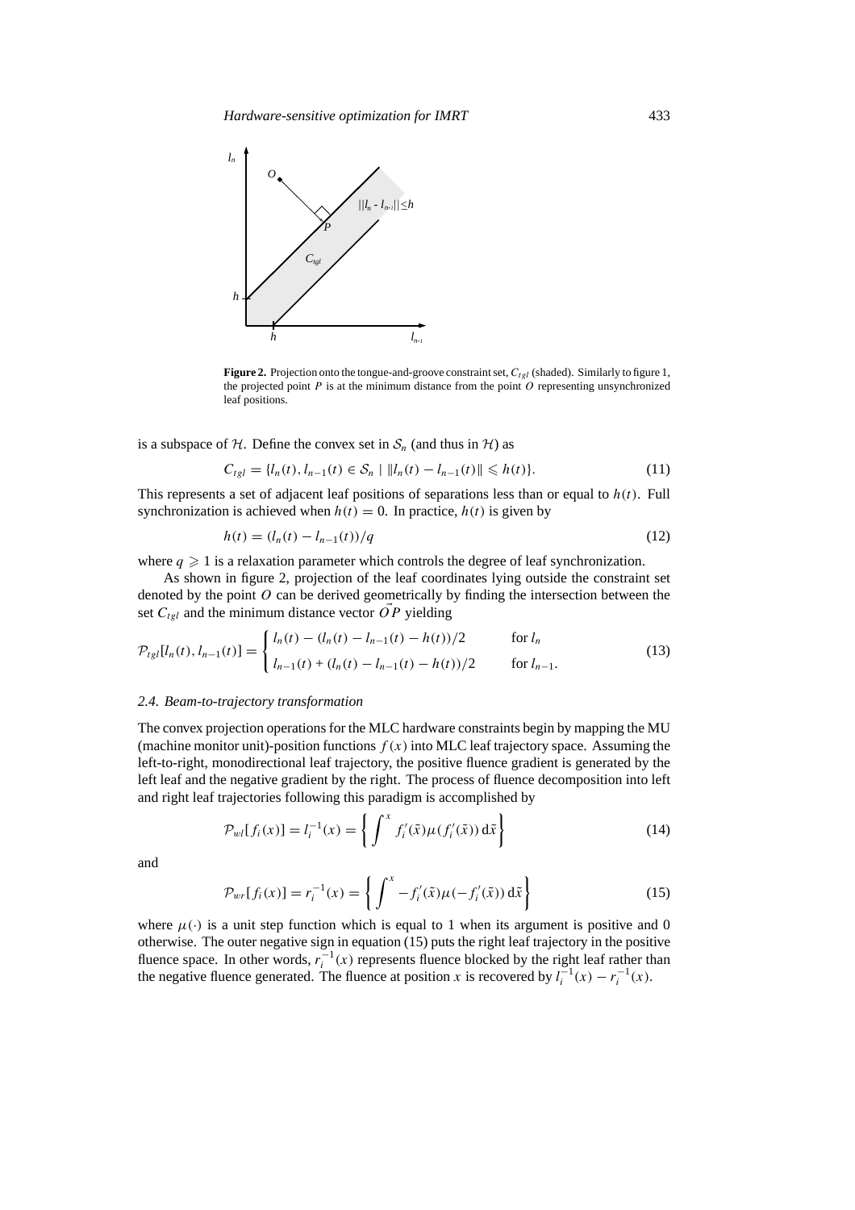**Figure 2.** Projection onto the tongue-and-groove constraint set, $C_{tgl}$ (shaded). Similarly to figure 1, the projected point $P$ is at the minimum distance from the point $O$ representing unsynchronized leaf positions.

is a subspace of $\mathcal{H}$. Define the convex set in $\mathcal{S}_n$ (and thus in $\mathcal{H}$) as

$$C_{tgl} = \{l_n(t), l_{n-1}(t) \in \mathcal{S}_n \mid \|l_n(t) - l_{n-1}(t)\| \leqslant h(t)\}. \tag{11}$$

This represents a set of adjacent leaf positions of separations less than or equal to $h(t)$. Full synchronization is achieved when $h(t) = 0$. In practice, $h(t)$ is given by

$$h(t) = (l_n(t) - l_{n-1}(t))/q \tag{12}$$

where $q \geqslant 1$ is a relaxation parameter which controls the degree of leaf synchronization.

As shown in figure 2, projection of the leaf coordinates lying outside the constraint set denoted by the point $O$ can be derived geometrically by finding the intersection between the set $C_{tgl}$ and the minimum distance vector $\vec{OP}$ yielding

$$\mathcal{P}_{tgl}[l_n(t), l_{n-1}(t)] = \begin{cases} l_n(t) - (l_n(t) - l_{n-1}(t) - h(t))/2 & \text{for } l_n \\ l_{n-1}(t) + (l_n(t) - l_{n-1}(t) - h(t))/2 & \text{for } l_{n-1}. \end{cases} \tag{13}$$

### *2.4. Beam-to-trajectory transformation*

The convex projection operations for the MLC hardware constraints begin by mapping the MU (machine monitor unit)-position functions $f(x)$ into MLC leaf trajectory space. Assuming the left-to-right, monodirectional leaf trajectory, the positive fluence gradient is generated by the left leaf and the negative gradient by the right. The process of fluence decomposition into left and right leaf trajectories following this paradigm is accomplished by

$$\mathcal{P}_{wl}[f_i(x)] = l_i^{-1}(x) = \left\{ \int^x f_i'(\tilde{x})\mu(f_i'(\tilde{x}))\,\mathrm{d}\tilde{x} \right\} \tag{14}$$

and

$$\mathcal{P}_{wr}[f_i(x)] = r_i^{-1}(x) = \left\{ \int^x -f_i'(\tilde{x})\mu(-f_i'(\tilde{x}))\,\mathrm{d}\tilde{x} \right\} \tag{15}$$

where $\mu(\cdot)$ is a unit step function which is equal to 1 when its argument is positive and 0 otherwise. The outer negative sign in equation (15) puts the right leaf trajectory in the positive fluence space. In other words, $r_i^{-1}(x)$ represents fluence blocked by the right leaf rather than the negative fluence generated. The fluence at position $x$ is recovered by $l_i^{-1}(x) - r_i^{-1}(x)$.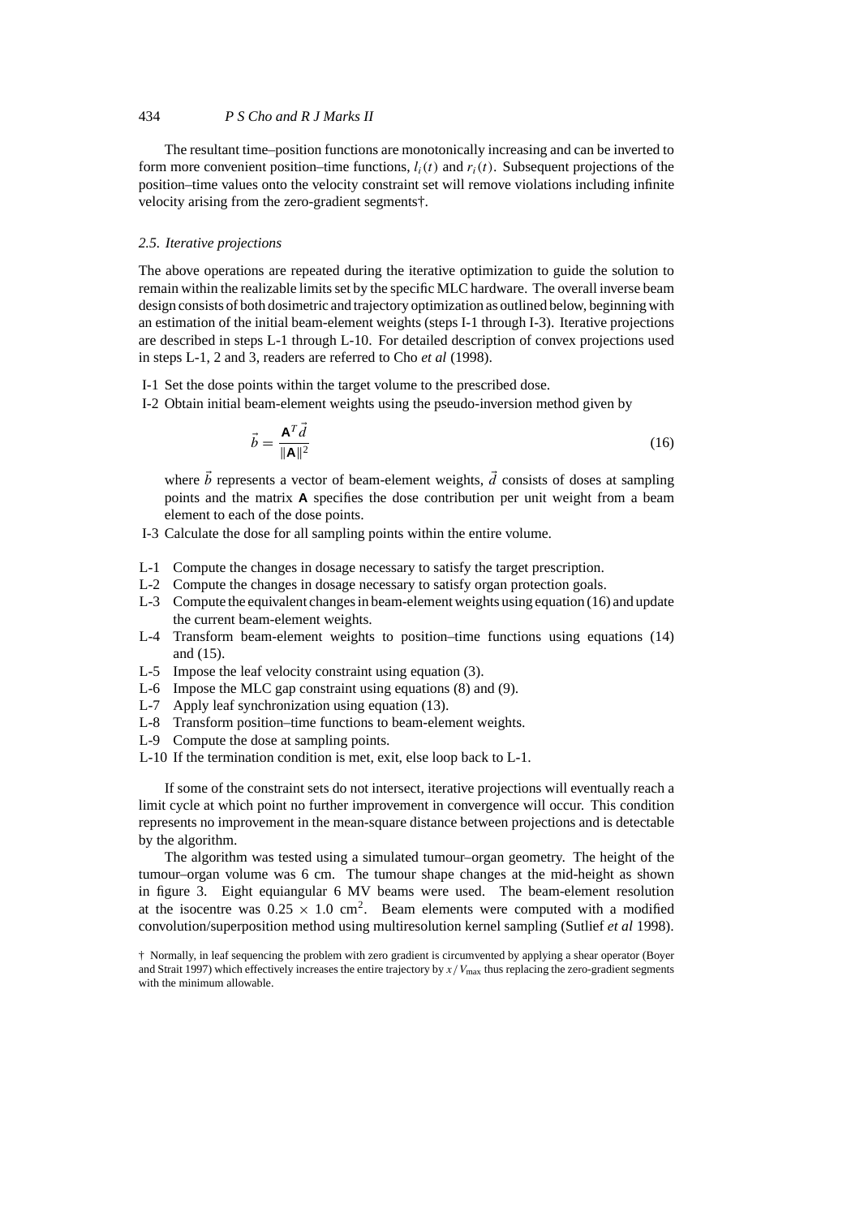The resultant time–position functions are monotonically increasing and can be inverted to form more convenient position–time functions, $l_i(t)$ and $r_i(t)$. Subsequent projections of the position–time values onto the velocity constraint set will remove violations including infinite velocity arising from the zero-gradient segments†.

### 2.5. Iterative projections

The above operations are repeated during the iterative optimization to guide the solution to remain within the realizable limits set by the specific MLC hardware. The overall inverse beam design consists of both dosimetric and trajectory optimization as outlined below, beginning with an estimation of the initial beam-element weights (steps I-1 through I-3). Iterative projections are described in steps L-1 through L-10. For detailed description of convex projections used in steps L-1, 2 and 3, readers are referred to Cho *et al* (1998).

- I-1 Set the dose points within the target volume to the prescribed dose.
- I-2 Obtain initial beam-element weights using the pseudo-inversion method given by

$$\vec{b} = \frac{\mathbf{A}^T \vec{d}}{\|\mathbf{A}\|^2} \tag{16}$$

  where $\vec{b}$ represents a vector of beam-element weights, $\vec{d}$ consists of doses at sampling points and the matrix $\mathbf{A}$ specifies the dose contribution per unit weight from a beam element to each of the dose points.
- I-3 Calculate the dose for all sampling points within the entire volume.

- L-1 Compute the changes in dosage necessary to satisfy the target prescription.
- L-2 Compute the changes in dosage necessary to satisfy organ protection goals.
- L-3 Compute the equivalent changes in beam-element weights using equation (16) and update the current beam-element weights.
- L-4 Transform beam-element weights to position–time functions using equations (14) and (15).
- L-5 Impose the leaf velocity constraint using equation (3).
- L-6 Impose the MLC gap constraint using equations (8) and (9).
- L-7 Apply leaf synchronization using equation (13).
- L-8 Transform position–time functions to beam-element weights.
- L-9 Compute the dose at sampling points.
- L-10 If the termination condition is met, exit, else loop back to L-1.

If some of the constraint sets do not intersect, iterative projections will eventually reach a limit cycle at which point no further improvement in convergence will occur. This condition represents no improvement in the mean-square distance between projections and is detectable by the algorithm.

The algorithm was tested using a simulated tumour–organ geometry. The height of the tumour–organ volume was 6 cm. The tumour shape changes at the mid-height as shown in figure 3. Eight equiangular 6 MV beams were used. The beam-element resolution at the isocentre was $0.25 \times 1.0$ cm$^2$. Beam elements were computed with a modified convolution/superposition method using multiresolution kernel sampling (Sutlief *et al* 1998).

† Normally, in leaf sequencing the problem with zero gradient is circumvented by applying a shear operator (Boyer and Strait 1997) which effectively increases the entire trajectory by $x/V_{\max}$ thus replacing the zero-gradient segments with the minimum allowable.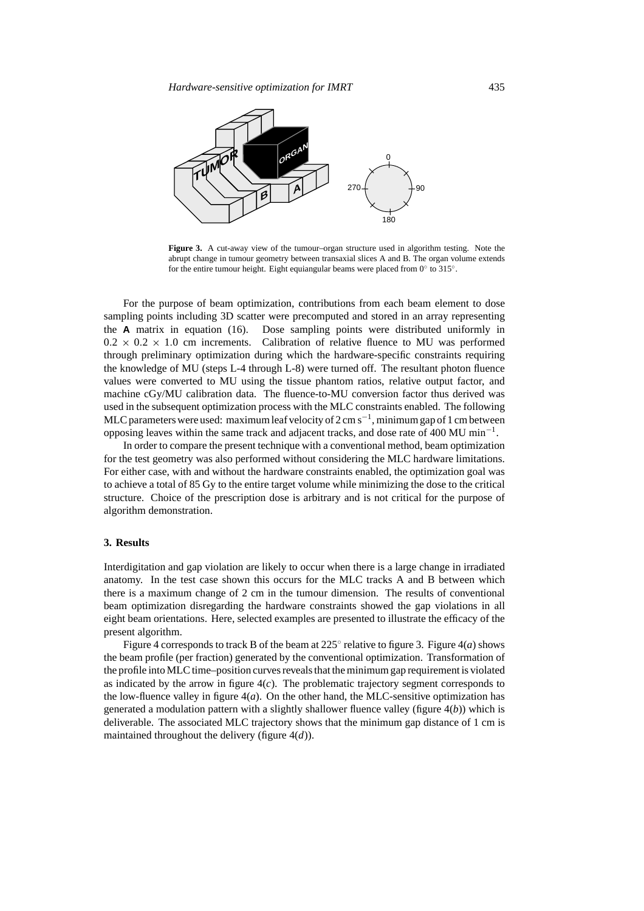**Figure 3.** A cut-away view of the tumour–organ structure used in algorithm testing. Note the abrupt change in tumour geometry between transaxial slices A and B. The organ volume extends for the entire tumour height. Eight equiangular beams were placed from 0° to 315°.

For the purpose of beam optimization, contributions from each beam element to dose sampling points including 3D scatter were precomputed and stored in an array representing the **A** matrix in equation (16). Dose sampling points were distributed uniformly in $0.2 \times 0.2 \times 1.0$ cm increments. Calibration of relative fluence to MU was performed through preliminary optimization during which the hardware-specific constraints requiring the knowledge of MU (steps L-4 through L-8) were turned off. The resultant photon fluence values were converted to MU using the tissue phantom ratios, relative output factor, and machine cGy/MU calibration data. The fluence-to-MU conversion factor thus derived was used in the subsequent optimization process with the MLC constraints enabled. The following MLC parameters were used: maximum leaf velocity of 2 cm $\mathrm{s}^{-1}$, minimum gap of 1 cm between opposing leaves within the same track and adjacent tracks, and dose rate of 400 MU $\mathrm{min}^{-1}$.

In order to compare the present technique with a conventional method, beam optimization for the test geometry was also performed without considering the MLC hardware limitations. For either case, with and without the hardware constraints enabled, the optimization goal was to achieve a total of 85 Gy to the entire target volume while minimizing the dose to the critical structure. Choice of the prescription dose is arbitrary and is not critical for the purpose of algorithm demonstration.

## 3. Results

Interdigitation and gap violation are likely to occur when there is a large change in irradiated anatomy. In the test case shown this occurs for the MLC tracks A and B between which there is a maximum change of 2 cm in the tumour dimension. The results of conventional beam optimization disregarding the hardware constraints showed the gap violations in all eight beam orientations. Here, selected examples are presented to illustrate the efficacy of the present algorithm.

Figure 4 corresponds to track B of the beam at 225° relative to figure 3. Figure 4(*a*) shows the beam profile (per fraction) generated by the conventional optimization. Transformation of the profile into MLC time–position curves reveals that the minimum gap requirement is violated as indicated by the arrow in figure 4(*c*). The problematic trajectory segment corresponds to the low-fluence valley in figure 4(*a*). On the other hand, the MLC-sensitive optimization has generated a modulation pattern with a slightly shallower fluence valley (figure 4(*b*)) which is deliverable. The associated MLC trajectory shows that the minimum gap distance of 1 cm is maintained throughout the delivery (figure 4(*d*)).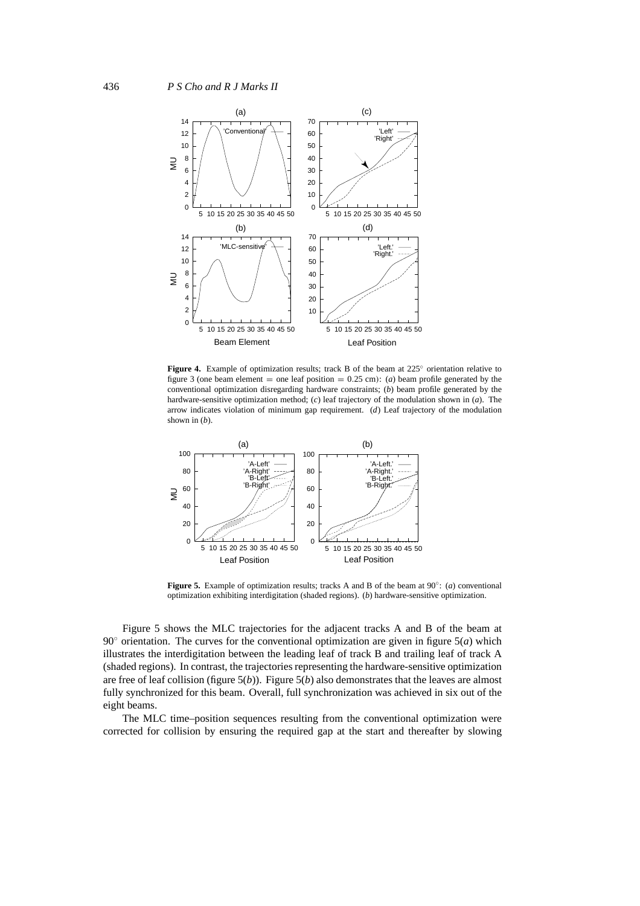**Figure 4.** Example of optimization results; track B of the beam at 225° orientation relative to figure 3 (one beam element = one leaf position = 0.25 cm): (*a*) beam profile generated by the conventional optimization disregarding hardware constraints; (*b*) beam profile generated by the hardware-sensitive optimization method; (*c*) leaf trajectory of the modulation shown in (*a*). The arrow indicates violation of minimum gap requirement. (*d*) Leaf trajectory of the modulation shown in (*b*).

**Figure 5.** Example of optimization results; tracks A and B of the beam at 90°: (*a*) conventional optimization exhibiting interdigitation (shaded regions). (*b*) hardware-sensitive optimization.

Figure 5 shows the MLC trajectories for the adjacent tracks A and B of the beam at 90° orientation. The curves for the conventional optimization are given in figure 5(*a*) which illustrates the interdigitation between the leading leaf of track B and trailing leaf of track A (shaded regions). In contrast, the trajectories representing the hardware-sensitive optimization are free of leaf collision (figure 5(*b*)). Figure 5(*b*) also demonstrates that the leaves are almost fully synchronized for this beam. Overall, full synchronization was achieved in six out of the eight beams.

The MLC time–position sequences resulting from the conventional optimization were corrected for collision by ensuring the required gap at the start and thereafter by slowing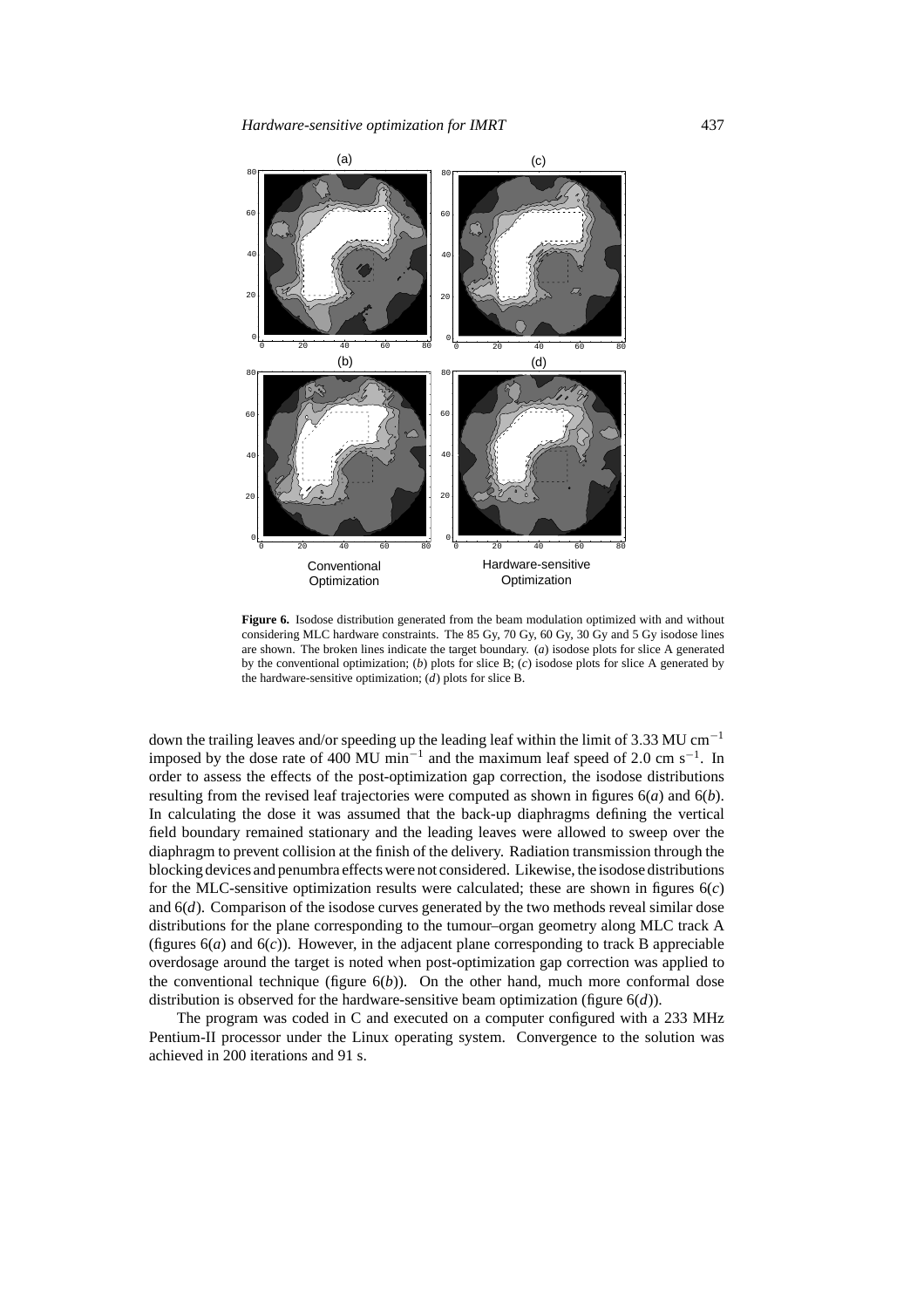**Figure 6.** Isodose distribution generated from the beam modulation optimized with and without considering MLC hardware constraints. The 85 Gy, 70 Gy, 60 Gy, 30 Gy and 5 Gy isodose lines are shown. The broken lines indicate the target boundary. (*a*) isodose plots for slice A generated by the conventional optimization; (*b*) plots for slice B; (*c*) isodose plots for slice A generated by the hardware-sensitive optimization; (*d*) plots for slice B.

down the trailing leaves and/or speeding up the leading leaf within the limit of 3.33 MU $cm^{-1}$ imposed by the dose rate of 400 MU $min^{-1}$ and the maximum leaf speed of 2.0 cm $s^{-1}$. In order to assess the effects of the post-optimization gap correction, the isodose distributions resulting from the revised leaf trajectories were computed as shown in figures 6(*a*) and 6(*b*). In calculating the dose it was assumed that the back-up diaphragms defining the vertical field boundary remained stationary and the leading leaves were allowed to sweep over the diaphragm to prevent collision at the finish of the delivery. Radiation transmission through the blocking devices and penumbra effects were not considered. Likewise, the isodose distributions for the MLC-sensitive optimization results were calculated; these are shown in figures 6(*c*) and 6(*d*). Comparison of the isodose curves generated by the two methods reveal similar dose distributions for the plane corresponding to the tumour–organ geometry along MLC track A (figures 6(*a*) and 6(*c*)). However, in the adjacent plane corresponding to track B appreciable overdosage around the target is noted when post-optimization gap correction was applied to the conventional technique (figure 6(*b*)). On the other hand, much more conformal dose distribution is observed for the hardware-sensitive beam optimization (figure 6(*d*)).

The program was coded in C and executed on a computer configured with a 233 MHz Pentium-II processor under the Linux operating system. Convergence to the solution was achieved in 200 iterations and 91 s.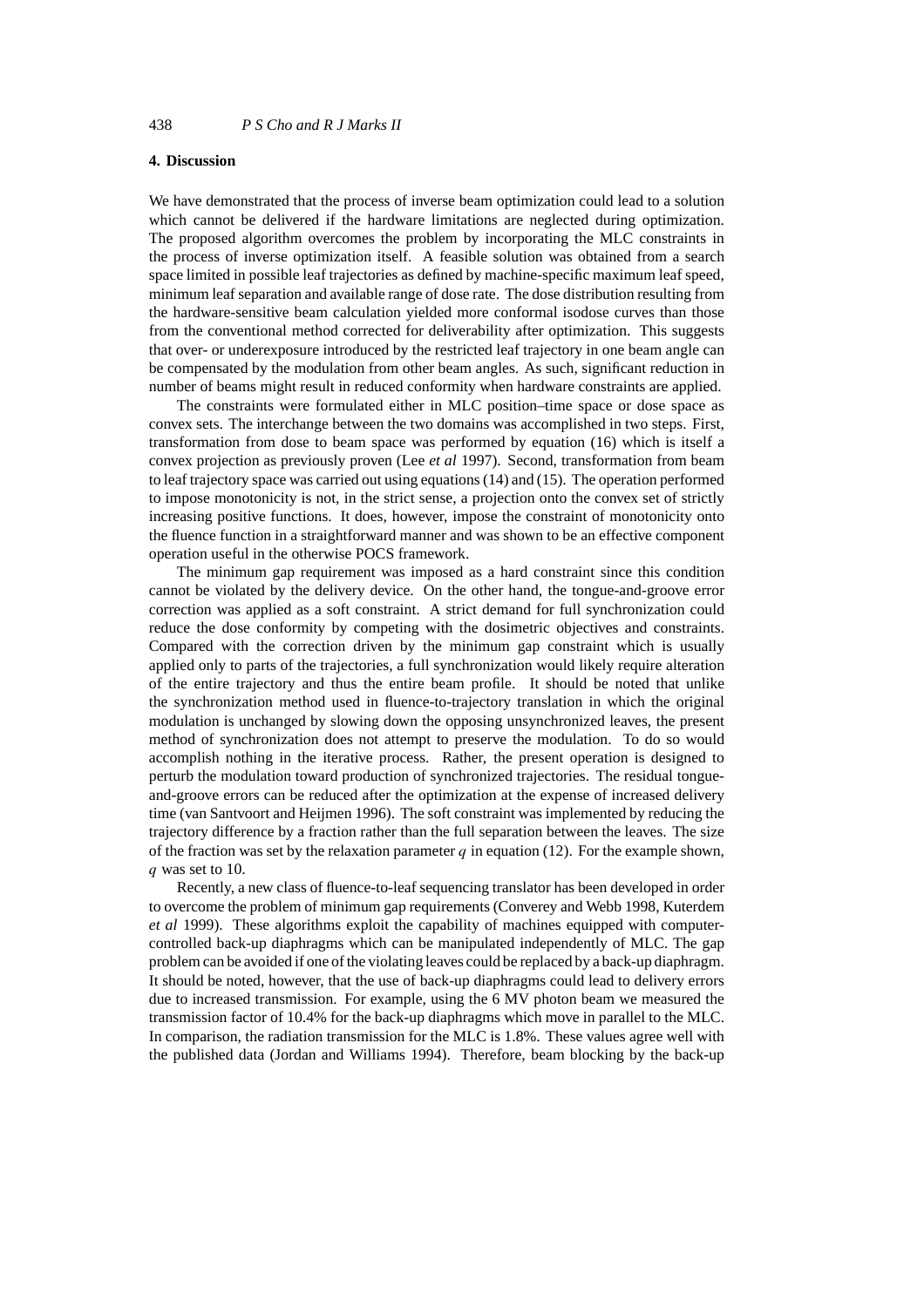## 4. Discussion

We have demonstrated that the process of inverse beam optimization could lead to a solution which cannot be delivered if the hardware limitations are neglected during optimization. The proposed algorithm overcomes the problem by incorporating the MLC constraints in the process of inverse optimization itself. A feasible solution was obtained from a search space limited in possible leaf trajectories as defined by machine-specific maximum leaf speed, minimum leaf separation and available range of dose rate. The dose distribution resulting from the hardware-sensitive beam calculation yielded more conformal isodose curves than those from the conventional method corrected for deliverability after optimization. This suggests that over- or underexposure introduced by the restricted leaf trajectory in one beam angle can be compensated by the modulation from other beam angles. As such, significant reduction in number of beams might result in reduced conformity when hardware constraints are applied.

The constraints were formulated either in MLC position–time space or dose space as convex sets. The interchange between the two domains was accomplished in two steps. First, transformation from dose to beam space was performed by equation (16) which is itself a convex projection as previously proven (Lee *et al* 1997). Second, transformation from beam to leaf trajectory space was carried out using equations (14) and (15). The operation performed to impose monotonicity is not, in the strict sense, a projection onto the convex set of strictly increasing positive functions. It does, however, impose the constraint of monotonicity onto the fluence function in a straightforward manner and was shown to be an effective component operation useful in the otherwise POCS framework.

The minimum gap requirement was imposed as a hard constraint since this condition cannot be violated by the delivery device. On the other hand, the tongue-and-groove error correction was applied as a soft constraint. A strict demand for full synchronization could reduce the dose conformity by competing with the dosimetric objectives and constraints. Compared with the correction driven by the minimum gap constraint which is usually applied only to parts of the trajectories, a full synchronization would likely require alteration of the entire trajectory and thus the entire beam profile. It should be noted that unlike the synchronization method used in fluence-to-trajectory translation in which the original modulation is unchanged by slowing down the opposing unsynchronized leaves, the present method of synchronization does not attempt to preserve the modulation. To do so would accomplish nothing in the iterative process. Rather, the present operation is designed to perturb the modulation toward production of synchronized trajectories. The residual tongue-and-groove errors can be reduced after the optimization at the expense of increased delivery time (van Santvoort and Heijmen 1996). The soft constraint was implemented by reducing the trajectory difference by a fraction rather than the full separation between the leaves. The size of the fraction was set by the relaxation parameter $q$ in equation (12). For the example shown, $q$ was set to 10.

Recently, a new class of fluence-to-leaf sequencing translator has been developed in order to overcome the problem of minimum gap requirements (Converey and Webb 1998, Kuterdem *et al* 1999). These algorithms exploit the capability of machines equipped with computer-controlled back-up diaphragms which can be manipulated independently of MLC. The gap problem can be avoided if one of the violating leaves could be replaced by a back-up diaphragm. It should be noted, however, that the use of back-up diaphragms could lead to delivery errors due to increased transmission. For example, using the 6 MV photon beam we measured the transmission factor of 10.4% for the back-up diaphragms which move in parallel to the MLC. In comparison, the radiation transmission for the MLC is 1.8%. These values agree well with the published data (Jordan and Williams 1994). Therefore, beam blocking by the back-up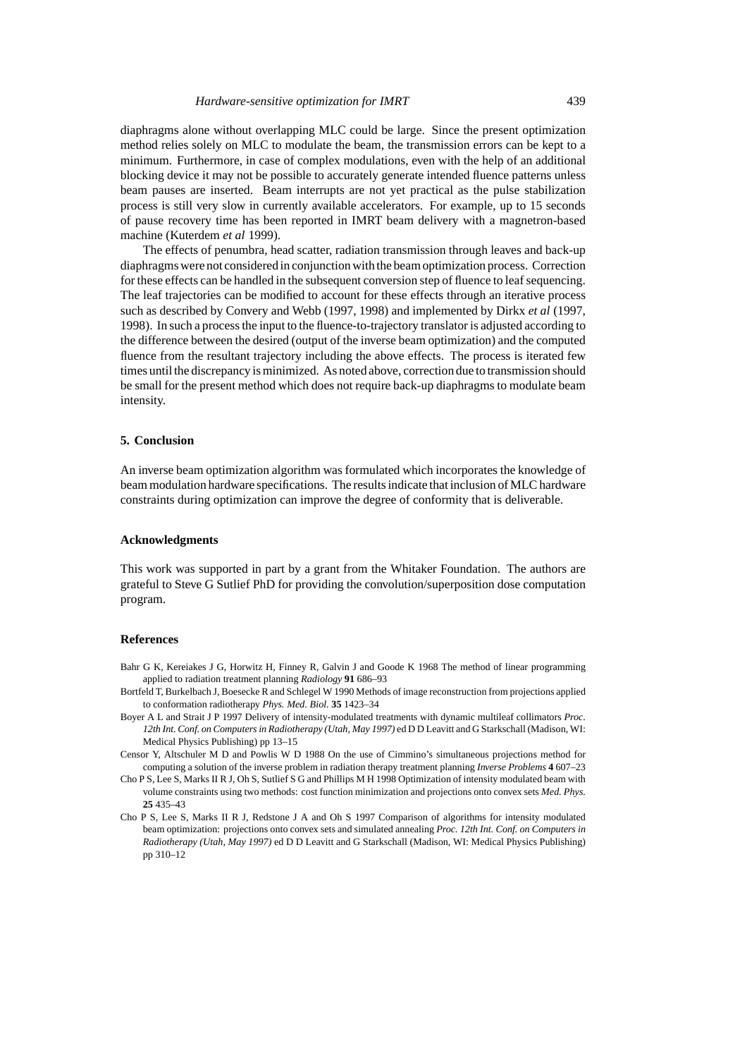diaphragms alone without overlapping MLC could be large. Since the present optimization method relies solely on MLC to modulate the beam, the transmission errors can be kept to a minimum. Furthermore, in case of complex modulations, even with the help of an additional blocking device it may not be possible to accurately generate intended fluence patterns unless beam pauses are inserted. Beam interrupts are not yet practical as the pulse stabilization process is still very slow in currently available accelerators. For example, up to 15 seconds of pause recovery time has been reported in IMRT beam delivery with a magnetron-based machine (Kuterdem *et al* 1999).

The effects of penumbra, head scatter, radiation transmission through leaves and back-up diaphragms were not considered in conjunction with the beam optimization process. Correction for these effects can be handled in the subsequent conversion step of fluence to leaf sequencing. The leaf trajectories can be modified to account for these effects through an iterative process such as described by Convery and Webb (1997, 1998) and implemented by Dirkx *et al* (1997, 1998). In such a process the input to the fluence-to-trajectory translator is adjusted according to the difference between the desired (output of the inverse beam optimization) and the computed fluence from the resultant trajectory including the above effects. The process is iterated few times until the discrepancy is minimized. As noted above, correction due to transmission should be small for the present method which does not require back-up diaphragms to modulate beam intensity.

## 5. Conclusion

An inverse beam optimization algorithm was formulated which incorporates the knowledge of beam modulation hardware specifications. The results indicate that inclusion of MLC hardware constraints during optimization can improve the degree of conformity that is deliverable.

## Acknowledgments

This work was supported in part by a grant from the Whitaker Foundation. The authors are grateful to Steve G Sutlief PhD for providing the convolution/superposition dose computation program.

## References

Bahr G K, Kereiakes J G, Horwitz H, Finney R, Galvin J and Goode K 1968 The method of linear programming applied to radiation treatment planning *Radiology* **91** 686–93

Bortfeld T, Burkelbach J, Boesecke R and Schlegel W 1990 Methods of image reconstruction from projections applied to conformation radiotherapy *Phys. Med. Biol.* **35** 1423–34

Boyer A L and Strait J P 1997 Delivery of intensity-modulated treatments with dynamic multileaf collimators *Proc. 12th Int. Conf. on Computers in Radiotherapy (Utah, May 1997)* ed D D Leavitt and G Starkschall (Madison, WI: Medical Physics Publishing) pp 13–15

Censor Y, Altschuler M D and Powlis W D 1988 On the use of Cimmino's simultaneous projections method for computing a solution of the inverse problem in radiation therapy treatment planning *Inverse Problems* **4** 607–23

Cho P S, Lee S, Marks II R J, Oh S, Sutlief S G and Phillips M H 1998 Optimization of intensity modulated beam with volume constraints using two methods: cost function minimization and projections onto convex sets *Med. Phys.* **25** 435–43

Cho P S, Lee S, Marks II R J, Redstone J A and Oh S 1997 Comparison of algorithms for intensity modulated beam optimization: projections onto convex sets and simulated annealing *Proc. 12th Int. Conf. on Computers in Radiotherapy (Utah, May 1997)* ed D D Leavitt and G Starkschall (Madison, WI: Medical Physics Publishing) pp 310–12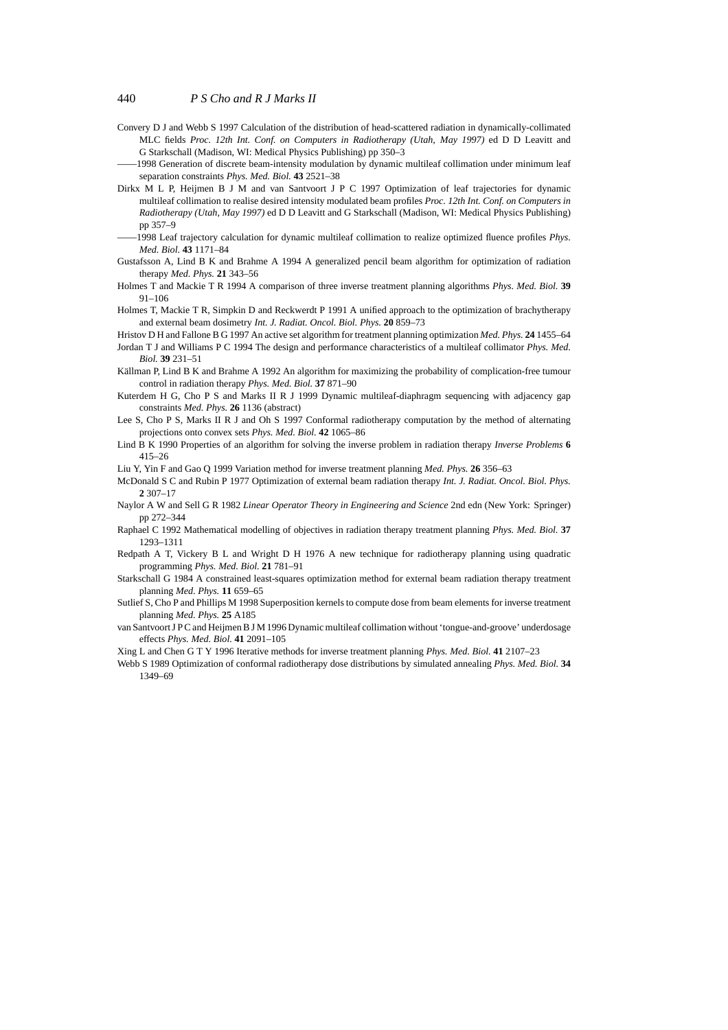Convery D J and Webb S 1997 Calculation of the distribution of head-scattered radiation in dynamically-collimated MLC fields *Proc. 12th Int. Conf. on Computers in Radiotherapy (Utah, May 1997)* ed D D Leavitt and G Starkschall (Madison, WI: Medical Physics Publishing) pp 350–3

——1998 Generation of discrete beam-intensity modulation by dynamic multileaf collimation under minimum leaf separation constraints *Phys. Med. Biol.* **43** 2521–38

Dirkx M L P, Heijmen B J M and van Santvoort J P C 1997 Optimization of leaf trajectories for dynamic multileaf collimation to realise desired intensity modulated beam profiles *Proc. 12th Int. Conf. on Computers in Radiotherapy (Utah, May 1997)* ed D D Leavitt and G Starkschall (Madison, WI: Medical Physics Publishing) pp 357–9

——1998 Leaf trajectory calculation for dynamic multileaf collimation to realize optimized fluence profiles *Phys. Med. Biol.* **43** 1171–84

Gustafsson A, Lind B K and Brahme A 1994 A generalized pencil beam algorithm for optimization of radiation therapy *Med. Phys.* **21** 343–56

Holmes T and Mackie T R 1994 A comparison of three inverse treatment planning algorithms *Phys. Med. Biol.* **39** 91–106

Holmes T, Mackie T R, Simpkin D and Reckwerdt P 1991 A unified approach to the optimization of brachytherapy and external beam dosimetry *Int. J. Radiat. Oncol. Biol. Phys.* **20** 859–73

Hristov D H and Fallone B G 1997 An active set algorithm for treatment planning optimization *Med. Phys.* **24** 1455–64

Jordan T J and Williams P C 1994 The design and performance characteristics of a multileaf collimator *Phys. Med. Biol.* **39** 231–51

Källman P, Lind B K and Brahme A 1992 An algorithm for maximizing the probability of complication-free tumour control in radiation therapy *Phys. Med. Biol.* **37** 871–90

Kuterdem H G, Cho P S and Marks II R J 1999 Dynamic multileaf-diaphragm sequencing with adjacency gap constraints *Med. Phys.* **26** 1136 (abstract)

Lee S, Cho P S, Marks II R J and Oh S 1997 Conformal radiotherapy computation by the method of alternating projections onto convex sets *Phys. Med. Biol.* **42** 1065–86

Lind B K 1990 Properties of an algorithm for solving the inverse problem in radiation therapy *Inverse Problems* **6** 415–26

Liu Y, Yin F and Gao Q 1999 Variation method for inverse treatment planning *Med. Phys.* **26** 356–63

McDonald S C and Rubin P 1977 Optimization of external beam radiation therapy *Int. J. Radiat. Oncol. Biol. Phys.* **2** 307–17

Naylor A W and Sell G R 1982 *Linear Operator Theory in Engineering and Science* 2nd edn (New York: Springer) pp 272–344

Raphael C 1992 Mathematical modelling of objectives in radiation therapy treatment planning *Phys. Med. Biol.* **37** 1293–1311

Redpath A T, Vickery B L and Wright D H 1976 A new technique for radiotherapy planning using quadratic programming *Phys. Med. Biol.* **21** 781–91

Starkschall G 1984 A constrained least-squares optimization method for external beam radiation therapy treatment planning *Med. Phys.* **11** 659–65

Sutlief S, Cho P and Phillips M 1998 Superposition kernels to compute dose from beam elements for inverse treatment planning *Med. Phys.* **25** A185

van Santvoort J P C and Heijmen B J M 1996 Dynamic multileaf collimation without 'tongue-and-groove' underdosage effects *Phys. Med. Biol.* **41** 2091–105

Xing L and Chen G T Y 1996 Iterative methods for inverse treatment planning *Phys. Med. Biol.* **41** 2107–23

Webb S 1989 Optimization of conformal radiotherapy dose distributions by simulated annealing *Phys. Med. Biol.* **34** 1349–69